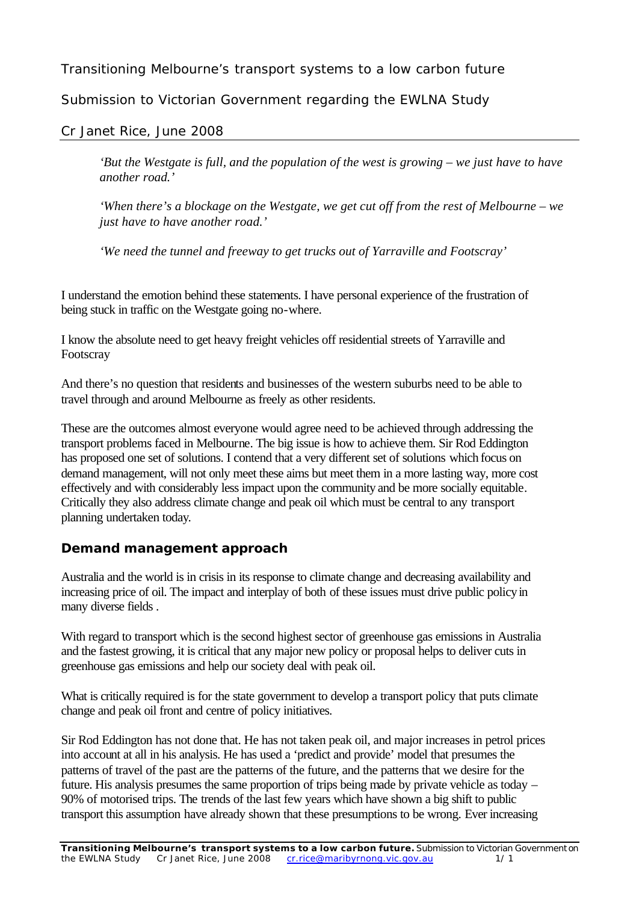Transitioning Melbourne's transport systems to a low carbon future

Submission to Victorian Government regarding the EWLNA Study

Cr Janet Rice, June 2008

> *'But the Westgate is full, and the population of the west is growing – we just have to have another road.'*
>
> *'When there's a blockage on the Westgate, we get cut off from the rest of Melbourne – we just have to have another road.'*
>
> *'We need the tunnel and freeway to get trucks out of Yarraville and Footscray'*

I understand the emotion behind these statements. I have personal experience of the frustration of being stuck in traffic on the Westgate going no-where.

I know the absolute need to get heavy freight vehicles off residential streets of Yarraville and Footscray

And there's no question that residents and businesses of the western suburbs need to be able to travel through and around Melbourne as freely as other residents.

These are the outcomes almost everyone would agree need to be achieved through addressing the transport problems faced in Melbourne. The big issue is how to achieve them. Sir Rod Eddington has proposed one set of solutions. I contend that a very different set of solutions which focus on demand management, will not only meet these aims but meet them in a more lasting way, more cost effectively and with considerably less impact upon the community and be more socially equitable. Critically they also address climate change and peak oil which must be central to any transport planning undertaken today.

## Demand management approach

Australia and the world is in crisis in its response to climate change and decreasing availability and increasing price of oil. The impact and interplay of both of these issues must drive public policy in many diverse fields .

With regard to transport which is the second highest sector of greenhouse gas emissions in Australia and the fastest growing, it is critical that any major new policy or proposal helps to deliver cuts in greenhouse gas emissions and help our society deal with peak oil.

What is critically required is for the state government to develop a transport policy that puts climate change and peak oil front and centre of policy initiatives.

Sir Rod Eddington has not done that. He has not taken peak oil, and major increases in petrol prices into account at all in his analysis. He has used a 'predict and provide' model that presumes the patterns of travel of the past are the patterns of the future, and the patterns that we desire for the future. His analysis presumes the same proportion of trips being made by private vehicle as today – 90% of motorised trips. The trends of the last few years which have shown a big shift to public transport this assumption have already shown that these presumptions to be wrong. Ever increasing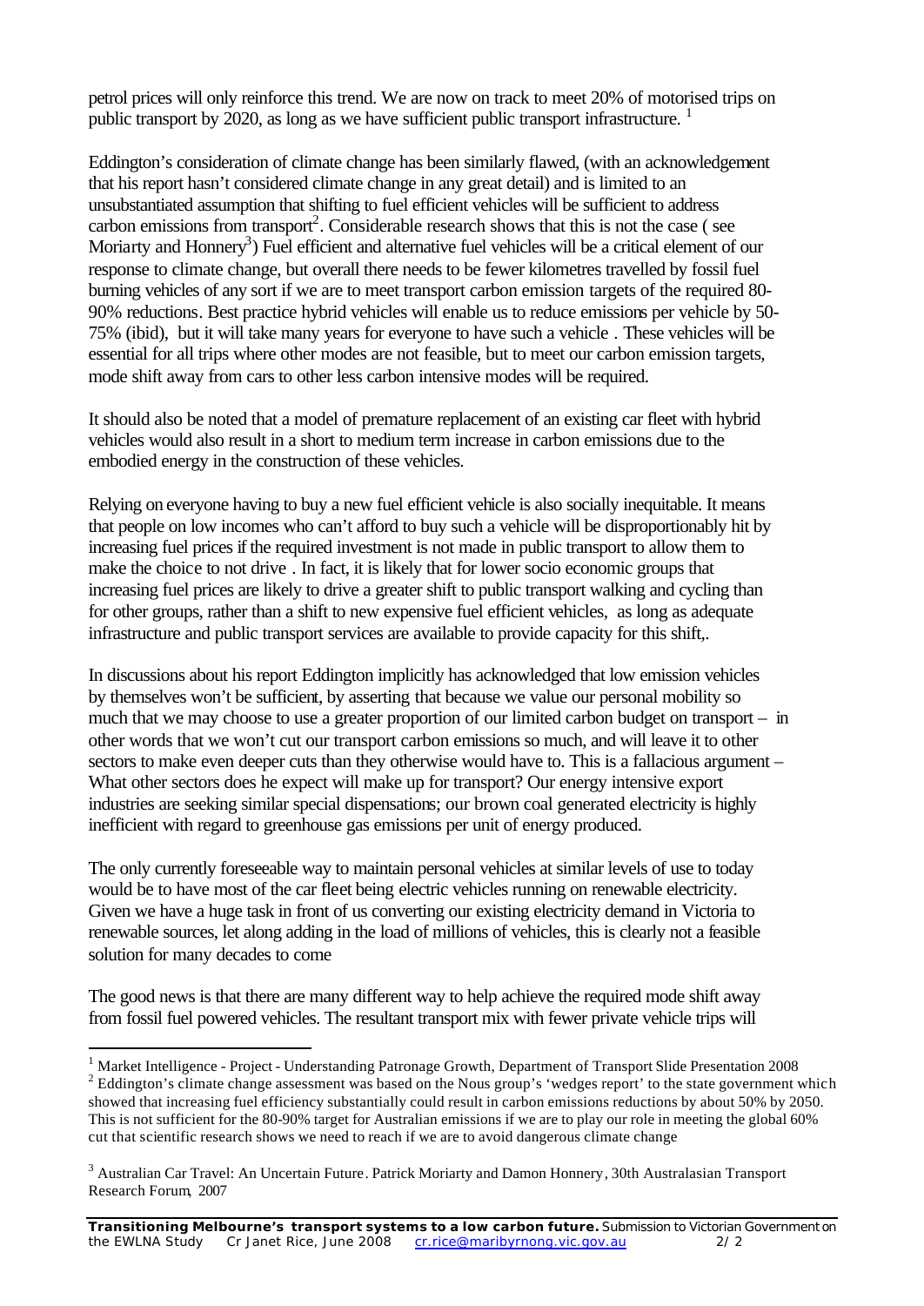petrol prices will only reinforce this trend. We are now on track to meet 20% of motorised trips on public transport by 2020, as long as we have sufficient public transport infrastructure. [1]

Eddington's consideration of climate change has been similarly flawed, (with an acknowledgement that his report hasn't considered climate change in any great detail) and is limited to an unsubstantiated assumption that shifting to fuel efficient vehicles will be sufficient to address carbon emissions from transport[2]. Considerable research shows that this is not the case ( see Moriarty and Honnery[3]) Fuel efficient and alternative fuel vehicles will be a critical element of our response to climate change, but overall there needs to be fewer kilometres travelled by fossil fuel burning vehicles of any sort if we are to meet transport carbon emission targets of the required 80-90% reductions. Best practice hybrid vehicles will enable us to reduce emissions per vehicle by 50-75% (ibid), but it will take many years for everyone to have such a vehicle . These vehicles will be essential for all trips where other modes are not feasible, but to meet our carbon emission targets, mode shift away from cars to other less carbon intensive modes will be required.

It should also be noted that a model of premature replacement of an existing car fleet with hybrid vehicles would also result in a short to medium term increase in carbon emissions due to the embodied energy in the construction of these vehicles.

Relying on everyone having to buy a new fuel efficient vehicle is also socially inequitable. It means that people on low incomes who can't afford to buy such a vehicle will be disproportionably hit by increasing fuel prices if the required investment is not made in public transport to allow them to make the choice to not drive . In fact, it is likely that for lower socio economic groups that increasing fuel prices are likely to drive a greater shift to public transport walking and cycling than for other groups, rather than a shift to new expensive fuel efficient vehicles, as long as adequate infrastructure and public transport services are available to provide capacity for this shift,.

In discussions about his report Eddington implicitly has acknowledged that low emission vehicles by themselves won't be sufficient, by asserting that because we value our personal mobility so much that we may choose to use a greater proportion of our limited carbon budget on transport – in other words that we won't cut our transport carbon emissions so much, and will leave it to other sectors to make even deeper cuts than they otherwise would have to. This is a fallacious argument – What other sectors does he expect will make up for transport? Our energy intensive export industries are seeking similar special dispensations; our brown coal generated electricity is highly inefficient with regard to greenhouse gas emissions per unit of energy produced.

The only currently foreseeable way to maintain personal vehicles at similar levels of use to today would be to have most of the car fleet being electric vehicles running on renewable electricity. Given we have a huge task in front of us converting our existing electricity demand in Victoria to renewable sources, let along adding in the load of millions of vehicles, this is clearly not a feasible solution for many decades to come

The good news is that there are many different way to help achieve the required mode shift away from fossil fuel powered vehicles. The resultant transport mix with fewer private vehicle trips will

---

[1] Market Intelligence - Project - Understanding Patronage Growth, Department of Transport Slide Presentation 2008

[2] Eddington's climate change assessment was based on the Nous group's 'wedges report' to the state government which showed that increasing fuel efficiency substantially could result in carbon emissions reductions by about 50% by 2050. This is not sufficient for the 80-90% target for Australian emissions if we are to play our role in meeting the global 60% cut that scientific research shows we need to reach if we are to avoid dangerous climate change

[3] Australian Car Travel: An Uncertain Future. Patrick Moriarty and Damon Honnery, 30th Australasian Transport Research Forum, 2007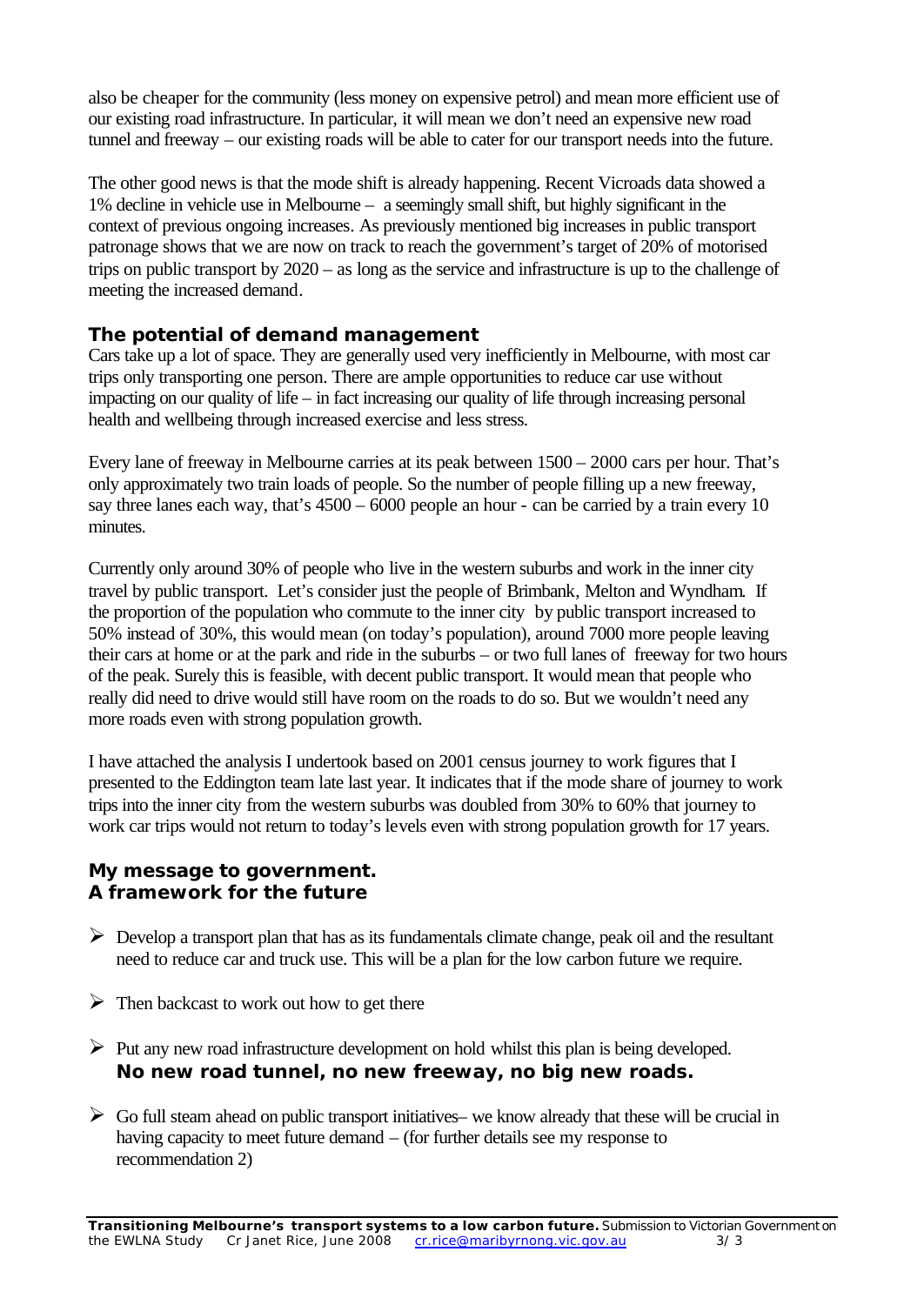also be cheaper for the community (less money on expensive petrol) and mean more efficient use of our existing road infrastructure. In particular, it will mean we don't need an expensive new road tunnel and freeway – our existing roads will be able to cater for our transport needs into the future.

The other good news is that the mode shift is already happening. Recent Vicroads data showed a 1% decline in vehicle use in Melbourne – a seemingly small shift, but highly significant in the context of previous ongoing increases. As previously mentioned big increases in public transport patronage shows that we are now on track to reach the government's target of 20% of motorised trips on public transport by 2020 – as long as the service and infrastructure is up to the challenge of meeting the increased demand.

## The potential of demand management

Cars take up a lot of space. They are generally used very inefficiently in Melbourne, with most car trips only transporting one person. There are ample opportunities to reduce car use without impacting on our quality of life – in fact increasing our quality of life through increasing personal health and wellbeing through increased exercise and less stress.

Every lane of freeway in Melbourne carries at its peak between 1500 – 2000 cars per hour. That's only approximately two train loads of people. So the number of people filling up a new freeway, say three lanes each way, that's 4500 – 6000 people an hour - can be carried by a train every 10 minutes.

Currently only around 30% of people who live in the western suburbs and work in the inner city travel by public transport. Let's consider just the people of Brimbank, Melton and Wyndham. If the proportion of the population who commute to the inner city by public transport increased to 50% instead of 30%, this would mean (on today's population), around 7000 more people leaving their cars at home or at the park and ride in the suburbs – or two full lanes of freeway for two hours of the peak. Surely this is feasible, with decent public transport. It would mean that people who really did need to drive would still have room on the roads to do so. But we wouldn't need any more roads even with strong population growth.

I have attached the analysis I undertook based on 2001 census journey to work figures that I presented to the Eddington team late last year. It indicates that if the mode share of journey to work trips into the inner city from the western suburbs was doubled from 30% to 60% that journey to work car trips would not return to today's levels even with strong population growth for 17 years.

## My message to government.
## A framework for the future

- Develop a transport plan that has as its fundamentals climate change, peak oil and the resultant need to reduce car and truck use. This will be a plan for the low carbon future we require.
- Then backcast to work out how to get there
- Put any new road infrastructure development on hold whilst this plan is being developed. **No new road tunnel, no new freeway, no big new roads.**
- Go full steam ahead on public transport initiatives– we know already that these will be crucial in having capacity to meet future demand – (for further details see my response to recommendation 2)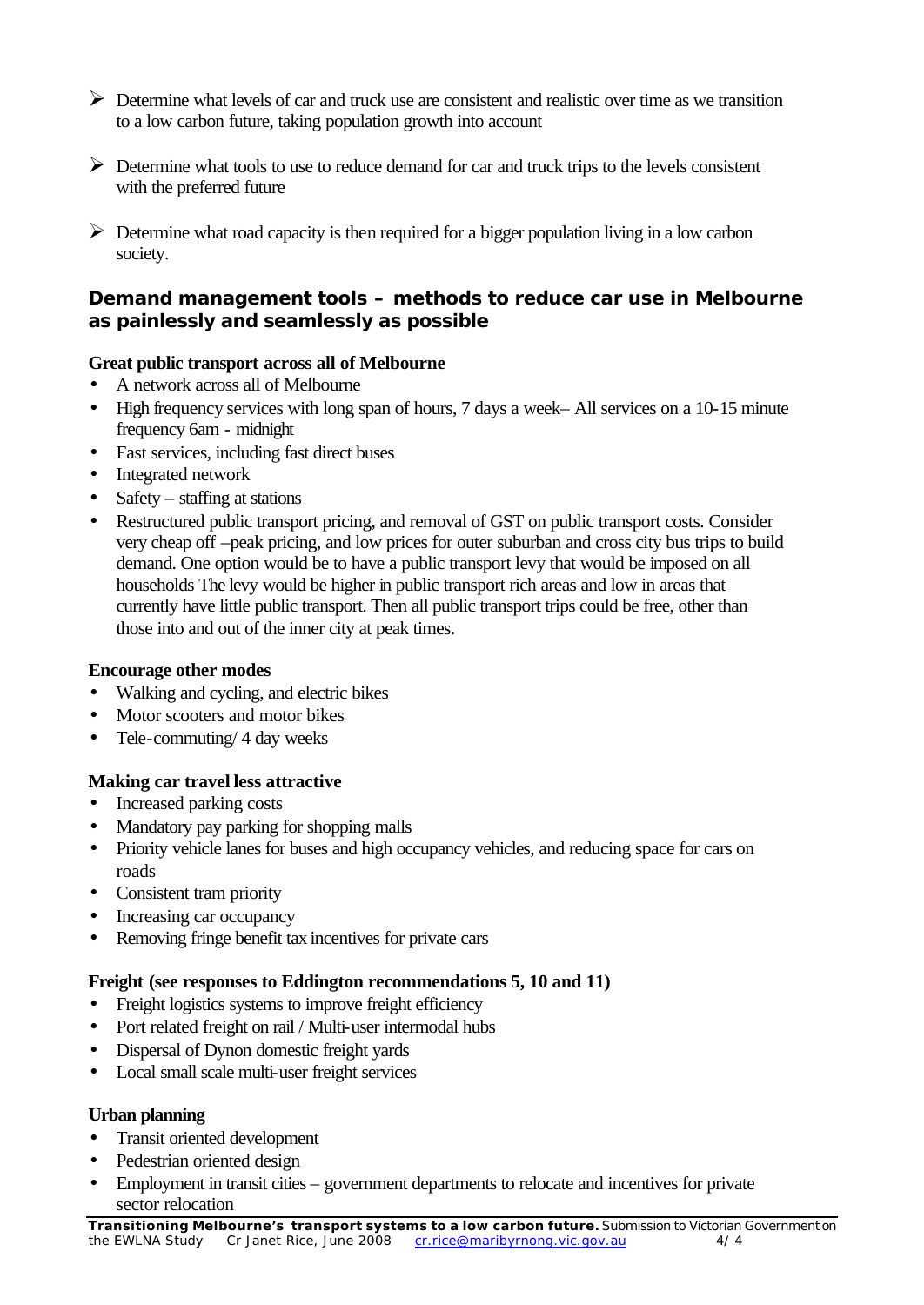- Determine what levels of car and truck use are consistent and realistic over time as we transition to a low carbon future, taking population growth into account

- Determine what tools to use to reduce demand for car and truck trips to the levels consistent with the preferred future

- Determine what road capacity is then required for a bigger population living in a low carbon society.

## Demand management tools – methods to reduce car use in Melbourne as painlessly and seamlessly as possible

**Great public transport across all of Melbourne**

- A network across all of Melbourne
- High frequency services with long span of hours, 7 days a week– All services on a 10-15 minute frequency 6am - midnight
- Fast services, including fast direct buses
- Integrated network
- Safety – staffing at stations
- Restructured public transport pricing, and removal of GST on public transport costs. Consider very cheap off –peak pricing, and low prices for outer suburban and cross city bus trips to build demand. One option would be to have a public transport levy that would be imposed on all households The levy would be higher in public transport rich areas and low in areas that currently have little public transport. Then all public transport trips could be free, other than those into and out of the inner city at peak times.

**Encourage other modes**

- Walking and cycling, and electric bikes
- Motor scooters and motor bikes
- Tele-commuting/ 4 day weeks

**Making car travel less attractive**

- Increased parking costs
- Mandatory pay parking for shopping malls
- Priority vehicle lanes for buses and high occupancy vehicles, and reducing space for cars on roads
- Consistent tram priority
- Increasing car occupancy
- Removing fringe benefit tax incentives for private cars

**Freight (see responses to Eddington recommendations 5, 10 and 11)**

- Freight logistics systems to improve freight efficiency
- Port related freight on rail / Multi-user intermodal hubs
- Dispersal of Dynon domestic freight yards
- Local small scale multi-user freight services

**Urban planning**

- Transit oriented development
- Pedestrian oriented design
- Employment in transit cities – government departments to relocate and incentives for private sector relocation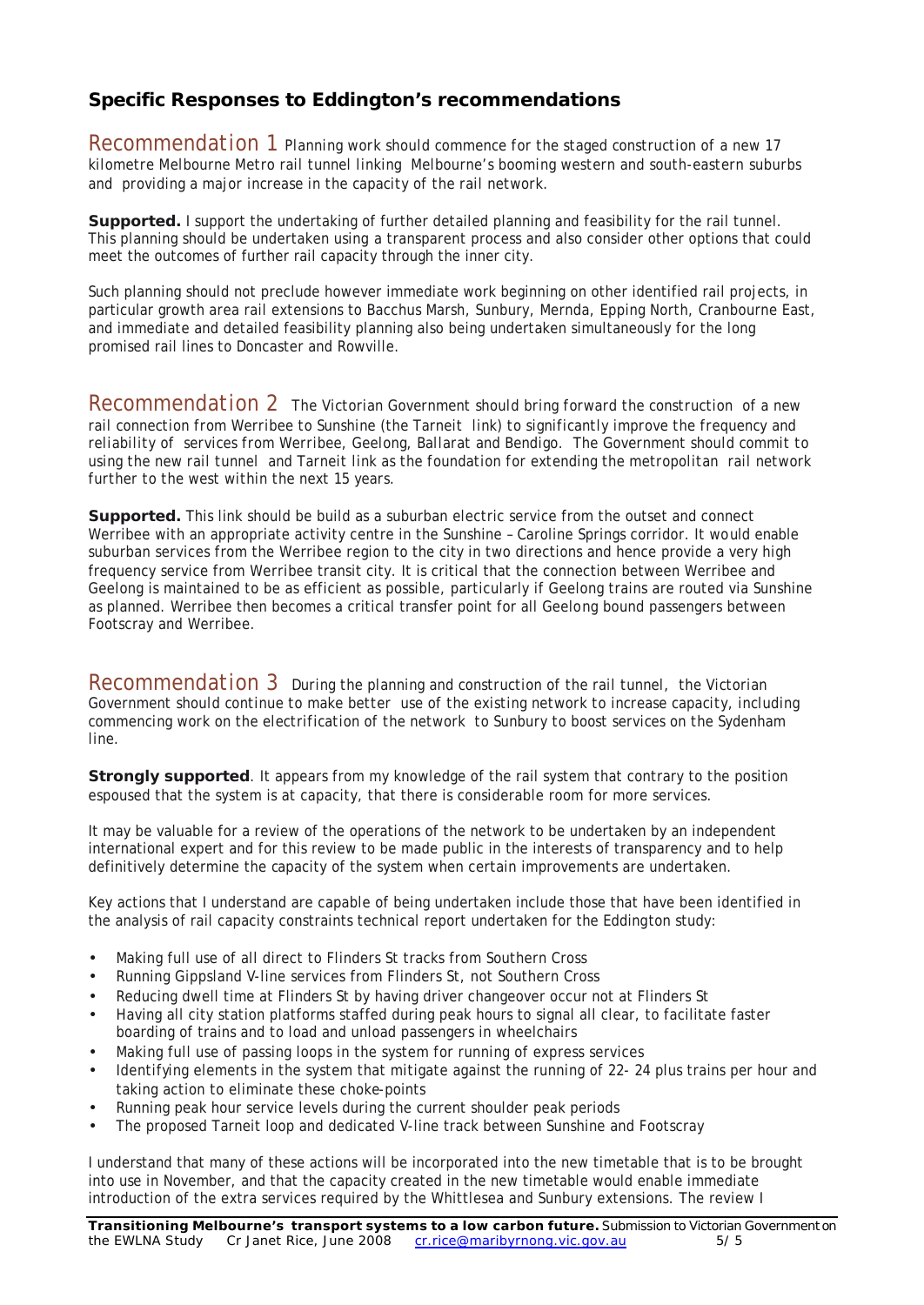## Specific Responses to Eddington's recommendations

### Recommendation 1

*Planning work should commence for the staged construction of a new 17 kilometre Melbourne Metro rail tunnel linking Melbourne's booming western and south-eastern suburbs and providing a major increase in the capacity of the rail network.*

**Supported.** I support the undertaking of further detailed planning and feasibility for the rail tunnel. This planning should be undertaken using a transparent process and also consider other options that could meet the outcomes of further rail capacity through the inner city.

Such planning should not preclude however immediate work beginning on other identified rail projects, in particular growth area rail extensions to Bacchus Marsh, Sunbury, Mernda, Epping North, Cranbourne East, and immediate and detailed feasibility planning also being undertaken simultaneously for the long promised rail lines to Doncaster and Rowville.

### Recommendation 2

*The Victorian Government should bring forward the construction of a new rail connection from Werribee to Sunshine (the Tarneit link) to significantly improve the frequency and reliability of services from Werribee, Geelong, Ballarat and Bendigo. The Government should commit to using the new rail tunnel and Tarneit link as the foundation for extending the metropolitan rail network further to the west within the next 15 years.*

**Supported.** This link should be build as a suburban electric service from the outset and connect Werribee with an appropriate activity centre in the Sunshine – Caroline Springs corridor. It would enable suburban services from the Werribee region to the city in two directions and hence provide a very high frequency service from Werribee transit city. It is critical that the connection between Werribee and Geelong is maintained to be as efficient as possible, particularly if Geelong trains are routed via Sunshine as planned. Werribee then becomes a critical transfer point for all Geelong bound passengers between Footscray and Werribee.

### Recommendation 3

*During the planning and construction of the rail tunnel, the Victorian Government should continue to make better use of the existing network to increase capacity, including commencing work on the electrification of the network to Sunbury to boost services on the Sydenham line.*

**Strongly supported**. It appears from my knowledge of the rail system that contrary to the position espoused that the system is at capacity, that there is considerable room for more services.

It may be valuable for a review of the operations of the network to be undertaken by an independent international expert and for this review to be made public in the interests of transparency and to help definitively determine the capacity of the system when certain improvements are undertaken.

Key actions that I understand are capable of being undertaken include those that have been identified in the analysis of rail capacity constraints technical report undertaken for the Eddington study:

- Making full use of all direct to Flinders St tracks from Southern Cross
- Running Gippsland V-line services from Flinders St, not Southern Cross
- Reducing dwell time at Flinders St by having driver changeover occur not at Flinders St
- Having all city station platforms staffed during peak hours to signal all clear, to facilitate faster boarding of trains and to load and unload passengers in wheelchairs
- Making full use of passing loops in the system for running of express services
- Identifying elements in the system that mitigate against the running of 22- 24 plus trains per hour and taking action to eliminate these choke-points
- Running peak hour service levels during the current shoulder peak periods
- The proposed Tarneit loop and dedicated V-line track between Sunshine and Footscray

I understand that many of these actions will be incorporated into the new timetable that is to be brought into use in November, and that the capacity created in the new timetable would enable immediate introduction of the extra services required by the Whittlesea and Sunbury extensions. The review I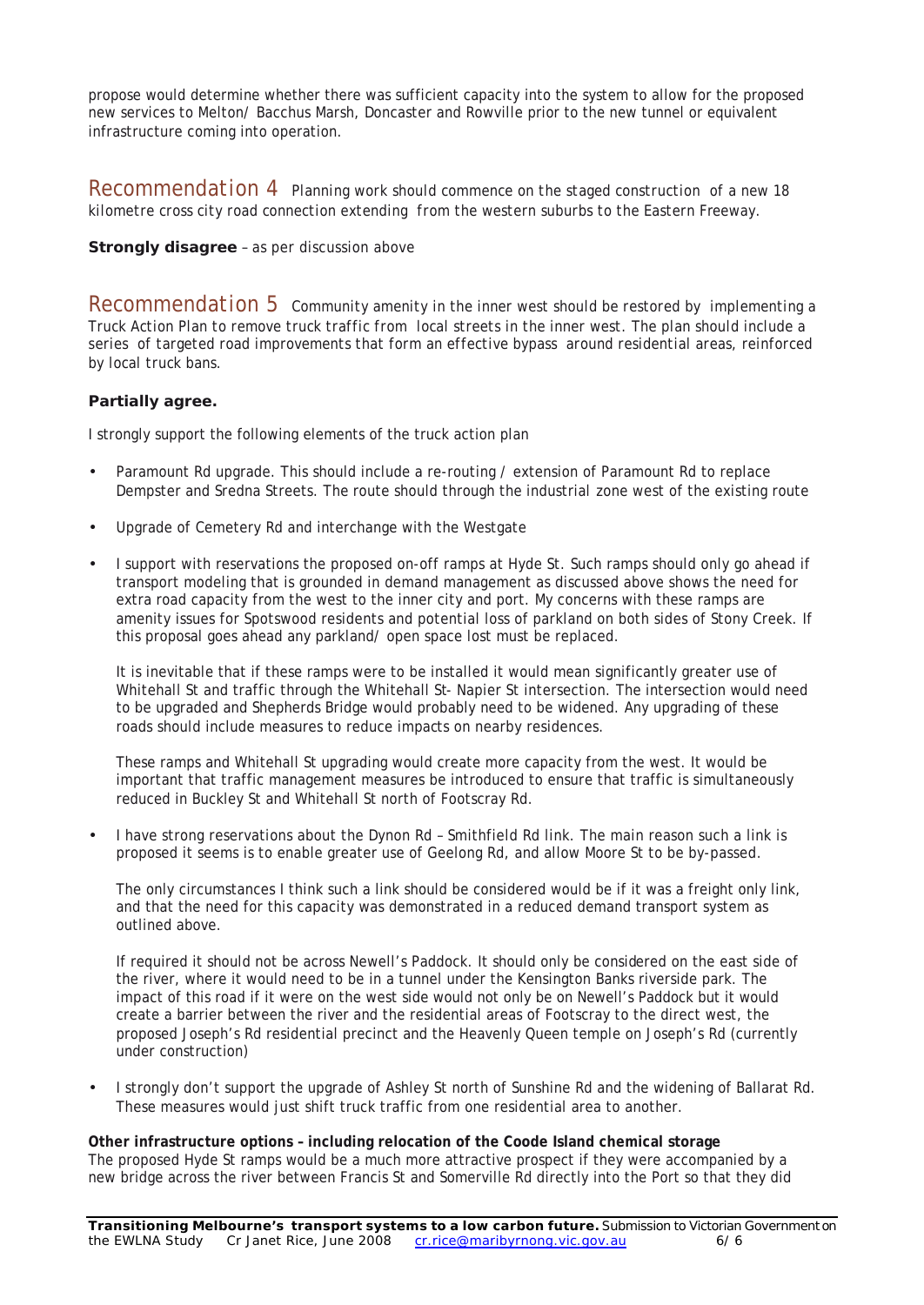propose would determine whether there was sufficient capacity into the system to allow for the proposed new services to Melton/ Bacchus Marsh, Doncaster and Rowville prior to the new tunnel or equivalent infrastructure coming into operation.

## Recommendation 4 *Planning work should commence on the staged construction of a new 18 kilometre cross city road connection extending from the western suburbs to the Eastern Freeway.*

**Strongly disagree** – as per discussion above

## Recommendation 5 *Community amenity in the inner west should be restored by implementing a Truck Action Plan to remove truck traffic from local streets in the inner west. The plan should include a series of targeted road improvements that form an effective bypass around residential areas, reinforced by local truck bans.*

**Partially agree.**

I strongly support the following elements of the truck action plan

- Paramount Rd upgrade. This should include a re-routing / extension of Paramount Rd to replace Dempster and Sredna Streets. The route should through the industrial zone west of the existing route
- Upgrade of Cemetery Rd and interchange with the Westgate
- I support with reservations the proposed on-off ramps at Hyde St. Such ramps should only go ahead if transport modeling that is grounded in demand management as discussed above shows the need for extra road capacity from the west to the inner city and port. My concerns with these ramps are amenity issues for Spotswood residents and potential loss of parkland on both sides of Stony Creek. If this proposal goes ahead any parkland/ open space lost must be replaced.

  It is inevitable that if these ramps were to be installed it would mean significantly greater use of Whitehall St and traffic through the Whitehall St- Napier St intersection. The intersection would need to be upgraded and Shepherds Bridge would probably need to be widened. Any upgrading of these roads should include measures to reduce impacts on nearby residences.

  These ramps and Whitehall St upgrading would create more capacity from the west. It would be important that traffic management measures be introduced to ensure that traffic is simultaneously reduced in Buckley St and Whitehall St north of Footscray Rd.
- I have strong reservations about the Dynon Rd – Smithfield Rd link. The main reason such a link is proposed it seems is to enable greater use of Geelong Rd, and allow Moore St to be by-passed.

  The only circumstances I think such a link should be considered would be if it was a freight only link, and that the need for this capacity was demonstrated in a reduced demand transport system as outlined above.

  If required it should not be across Newell's Paddock. It should only be considered on the east side of the river, where it would need to be in a tunnel under the Kensington Banks riverside park. The impact of this road if it were on the west side would not only be on Newell's Paddock but it would create a barrier between the river and the residential areas of Footscray to the direct west, the proposed Joseph's Rd residential precinct and the Heavenly Queen temple on Joseph's Rd (currently under construction)
- I strongly don't support the upgrade of Ashley St north of Sunshine Rd and the widening of Ballarat Rd. These measures would just shift truck traffic from one residential area to another.

**Other infrastructure options – including relocation of the Coode Island chemical storage**
The proposed Hyde St ramps would be a much more attractive prospect if they were accompanied by a new bridge across the river between Francis St and Somerville Rd directly into the Port so that they did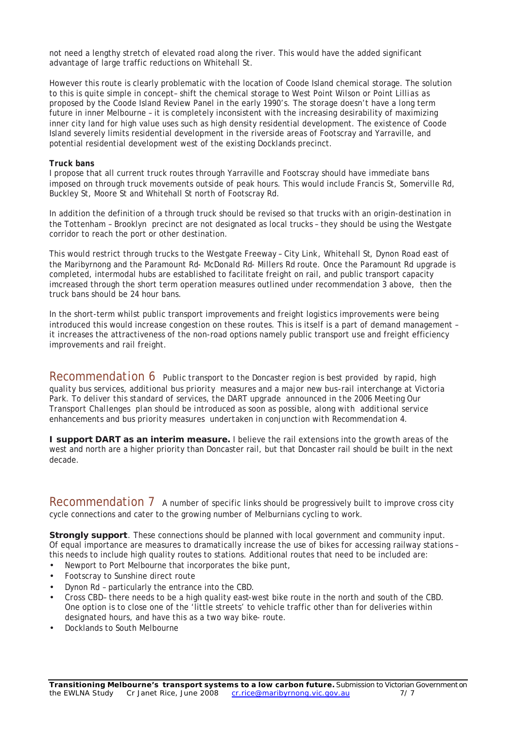not need a lengthy stretch of elevated road along the river. This would have the added significant advantage of large traffic reductions on Whitehall St.

However this route is clearly problematic with the location of Coode Island chemical storage. The solution to this is quite simple in concept– shift the chemical storage to West Point Wilson or Point Lillias as proposed by the Coode Island Review Panel in the early 1990's. The storage doesn't have a long term future in inner Melbourne – it is completely inconsistent with the increasing desirability of maximizing inner city land for high value uses such as high density residential development. The existence of Coode Island severely limits residential development in the riverside areas of Footscray and Yarraville, and potential residential development west of the existing Docklands precinct.

**Truck bans**

I propose that all current truck routes through Yarraville and Footscray should have immediate bans imposed on through truck movements outside of peak hours. This would include Francis St, Somerville Rd, Buckley St, Moore St and Whitehall St north of Footscray Rd.

In addition the definition of a through truck should be revised so that trucks with an origin-destination in the Tottenham – Brooklyn precinct are not designated as local trucks – they should be using the Westgate corridor to reach the port or other destination.

This would restrict through trucks to the Westgate Freeway – City Link, Whitehall St, Dynon Road east of the Maribyrnong and the Paramount Rd- McDonald Rd- Millers Rd route. Once the Paramount Rd upgrade is completed, intermodal hubs are established to facilitate freight on rail, and public transport capacity imcreased through the short term operation measures outlined under recommendation 3 above, then the truck bans should be 24 hour bans.

In the short-term whilst public transport improvements and freight logistics improvements were being introduced this would increase congestion on these routes. This is itself is a part of demand management – it increases the attractiveness of the non-road options namely public transport use and freight efficiency improvements and rail freight.

## Recommendation 6

Public transport to the Doncaster region is best provided by rapid, high quality bus services, additional bus priority measures and a major new bus-rail interchange at Victoria Park. To deliver this standard of services, the DART upgrade announced in the 2006 Meeting Our Transport Challenges plan should be introduced as soon as possible, along with additional service enhancements and bus priority measures undertaken in conjunction with Recommendation 4.

**I support DART as an interim measure.** I believe the rail extensions into the growth areas of the west and north are a higher priority than Doncaster rail, but that Doncaster rail should be built in the next decade.

## Recommendation 7

A number of specific links should be progressively built to improve cross city cycle connections and cater to the growing number of Melburnians cycling to work.

**Strongly support**. These connections should be planned with local government and community input. Of equal importance are measures to dramatically increase the use of bikes for accessing railway stations – this needs to include high quality routes to stations. Additional routes that need to be included are:

- Newport to Port Melbourne that incorporates the bike punt,
- Footscray to Sunshine direct route
- Dynon Rd – particularly the entrance into the CBD.
- Cross CBD– there needs to be a high quality east-west bike route in the north and south of the CBD. One option is to close one of the 'little streets' to vehicle traffic other than for deliveries within designated hours, and have this as a two way bike- route.
- Docklands to South Melbourne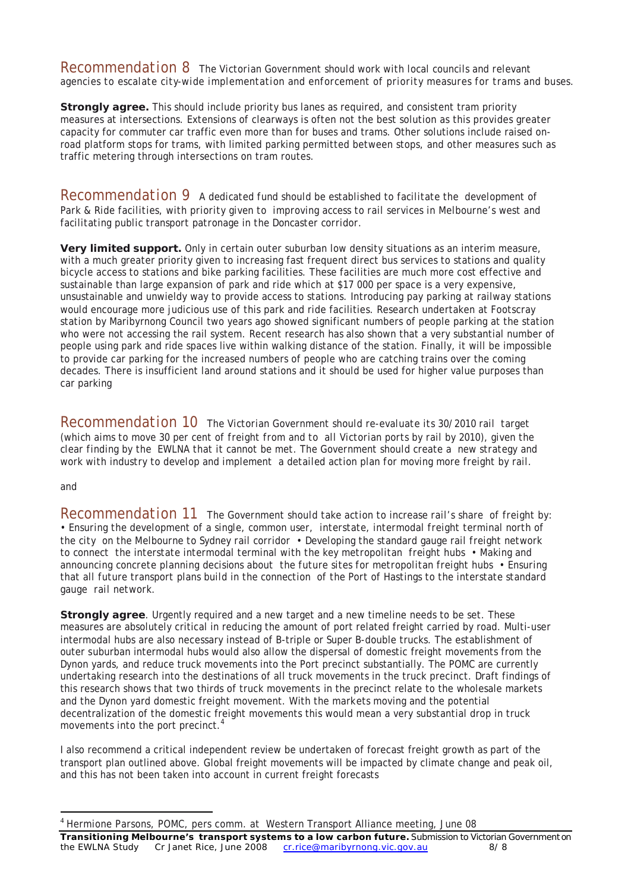## Recommendation 8

*The Victorian Government should work with local councils and relevant agencies to escalate city-wide implementation and enforcement of priority measures for trams and buses.*

**Strongly agree.** This should include priority bus lanes as required, and consistent tram priority measures at intersections. Extensions of clearways is often not the best solution as this provides greater capacity for commuter car traffic even more than for buses and trams. Other solutions include raised on-road platform stops for trams, with limited parking permitted between stops, and other measures such as traffic metering through intersections on tram routes.

## Recommendation 9

*A dedicated fund should be established to facilitate the development of Park & Ride facilities, with priority given to improving access to rail services in Melbourne's west and facilitating public transport patronage in the Doncaster corridor.*

**Very limited support.** Only in certain outer suburban low density situations as an interim measure, with a much greater priority given to increasing fast frequent direct bus services to stations and quality bicycle access to stations and bike parking facilities. These facilities are much more cost effective and sustainable than large expansion of park and ride which at $17 000 per space is a very expensive, unsustainable and unwieldy way to provide access to stations. Introducing pay parking at railway stations would encourage more judicious use of this park and ride facilities. Research undertaken at Footscray station by Maribyrnong Council two years ago showed significant numbers of people parking at the station who were not accessing the rail system. Recent research has also shown that a very substantial number of people using park and ride spaces live within walking distance of the station. Finally, it will be impossible to provide car parking for the increased numbers of people who are catching trains over the coming decades. There is insufficient land around stations and it should be used for higher value purposes than car parking

## Recommendation 10

*The Victorian Government should re-evaluate its 30/2010 rail target (which aims to move 30 per cent of freight from and to all Victorian ports by rail by 2010), given the clear finding by the EWLNA that it cannot be met. The Government should create a new strategy and work with industry to develop and implement a detailed action plan for moving more freight by rail.*

and

## Recommendation 11

*The Government should take action to increase rail's share of freight by:*

- *Ensuring the development of a single, common user, interstate, intermodal freight terminal north of the city on the Melbourne to Sydney rail corridor*
- *Developing the standard gauge rail freight network to connect the interstate intermodal terminal with the key metropolitan freight hubs*
- *Making and announcing concrete planning decisions about the future sites for metropolitan freight hubs*
- *Ensuring that all future transport plans build in the connection of the Port of Hastings to the interstate standard gauge rail network.*

**Strongly agree**. Urgently required and a new target and a new timeline needs to be set. These measures are absolutely critical in reducing the amount of port related freight carried by road. Multi-user intermodal hubs are also necessary instead of B-triple or Super B-double trucks. The establishment of outer suburban intermodal hubs would also allow the dispersal of domestic freight movements from the Dynon yards, and reduce truck movements into the Port precinct substantially. The POMC are currently undertaking research into the destinations of all truck movements in the truck precinct. Draft findings of this research shows that two thirds of truck movements in the precinct relate to the wholesale markets and the Dynon yard domestic freight movement. With the markets moving and the potential decentralization of the domestic freight movements this would mean a very substantial drop in truck movements into the port precinct.[4]

I also recommend a critical independent review be undertaken of forecast freight growth as part of the transport plan outlined above. Global freight movements will be impacted by climate change and peak oil, and this has not been taken into account in current freight forecasts

---

[4] Hermione Parsons, POMC, pers comm. at Western Transport Alliance meeting, June 08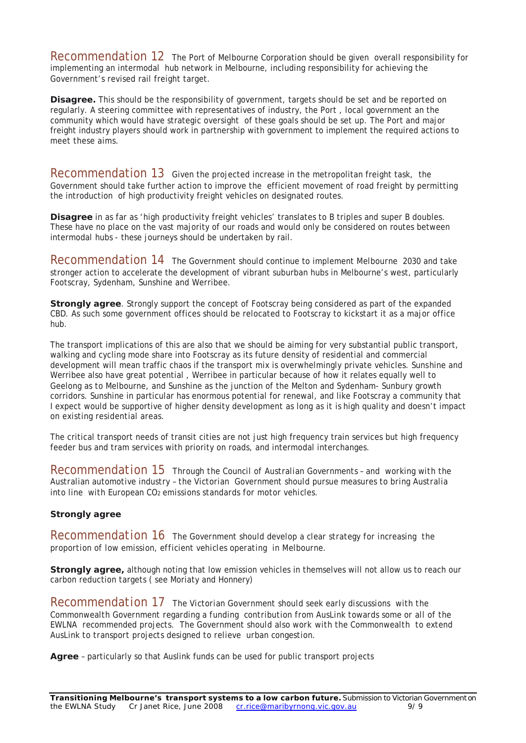## Recommendation 12 The Port of Melbourne Corporation should be given overall responsibility for implementing an intermodal hub network in Melbourne, including responsibility for achieving the Government's revised rail freight target.

**Disagree.** This should be the responsibility of government, targets should be set and be reported on regularly. A steering committee with representatives of industry, the Port , local government an the community which would have strategic oversight of these goals should be set up. The Port and major freight industry players should work in partnership with government to implement the required actions to meet these aims.

## Recommendation 13 Given the projected increase in the metropolitan freight task, the Government should take further action to improve the efficient movement of road freight by permitting the introduction of high productivity freight vehicles on designated routes.

**Disagree** in as far as 'high productivity freight vehicles' translates to B triples and super B doubles. These have no place on the vast majority of our roads and would only be considered on routes between intermodal hubs - these journeys should be undertaken by rail.

## Recommendation 14 The Government should continue to implement Melbourne 2030 and take stronger action to accelerate the development of vibrant suburban hubs in Melbourne's west, particularly Footscray, Sydenham, Sunshine and Werribee.

**Strongly agree**. Strongly support the concept of Footscray being considered as part of the expanded CBD. As such some government offices should be relocated to Footscray to kickstart it as a major office hub.

The transport implications of this are also that we should be aiming for very substantial public transport, walking and cycling mode share into Footscray as its future density of residential and commercial development will mean traffic chaos if the transport mix is overwhelmingly private vehicles. Sunshine and Werribee also have great potential , Werribee in particular because of how it relates equally well to Geelong as to Melbourne, and Sunshine as the junction of the Melton and Sydenham- Sunbury growth corridors. Sunshine in particular has enormous potential for renewal, and like Footscray a community that I expect would be supportive of higher density development as long as it is high quality and doesn't impact on existing residential areas.

The critical transport needs of transit cities are not just high frequency train services but high frequency feeder bus and tram services with priority on roads, and intermodal interchanges.

## Recommendation 15 Through the Council of Australian Governments – and working with the Australian automotive industry – the Victorian Government should pursue measures to bring Australia into line with European $CO_2$ emissions standards for motor vehicles.

**Strongly agree**

## Recommendation 16 The Government should develop a clear strategy for increasing the proportion of low emission, efficient vehicles operating in Melbourne.

**Strongly agree,** although noting that low emission vehicles in themselves will not allow us to reach our carbon reduction targets ( see Moriaty and Honnery)

## Recommendation 17 The Victorian Government should seek early discussions with the Commonwealth Government regarding a funding contribution from AusLink towards some or all of the EWLNA recommended projects. The Government should also work with the Commonwealth to extend AusLink to transport projects designed to relieve urban congestion.

**Agree** – particularly so that Auslink funds can be used for public transport projects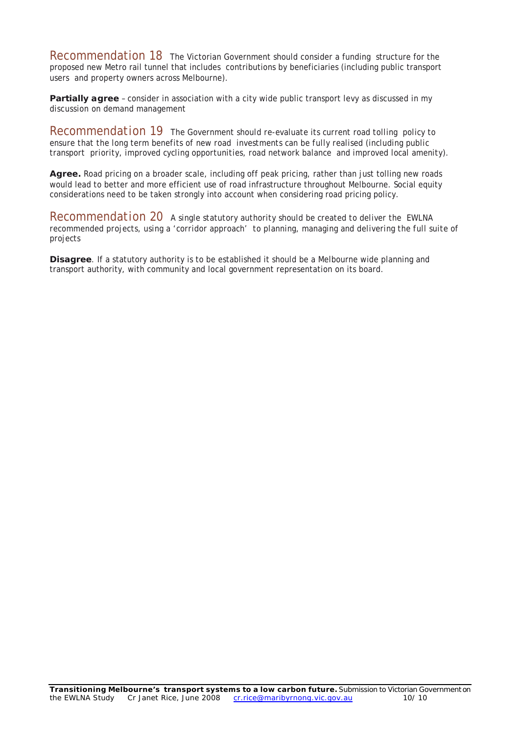## Recommendation 18

The Victorian Government should consider a funding structure for the proposed new Metro rail tunnel that includes contributions by beneficiaries (including public transport users and property owners across Melbourne).

**Partially agree** – consider in association with a city wide public transport levy as discussed in my discussion on demand management

## Recommendation 19

The Government should re-evaluate its current road tolling policy to ensure that the long term benefits of new road investments can be fully realised (including public transport priority, improved cycling opportunities, road network balance and improved local amenity).

**Agree.** Road pricing on a broader scale, including off peak pricing, rather than just tolling new roads would lead to better and more efficient use of road infrastructure throughout Melbourne. Social equity considerations need to be taken strongly into account when considering road pricing policy.

## Recommendation 20

A single statutory authority should be created to deliver the EWLNA recommended projects, using a 'corridor approach' to planning, managing and delivering the full suite of projects

**Disagree**. If a statutory authority is to be established it should be a Melbourne wide planning and transport authority, with community and local government representation on its board.